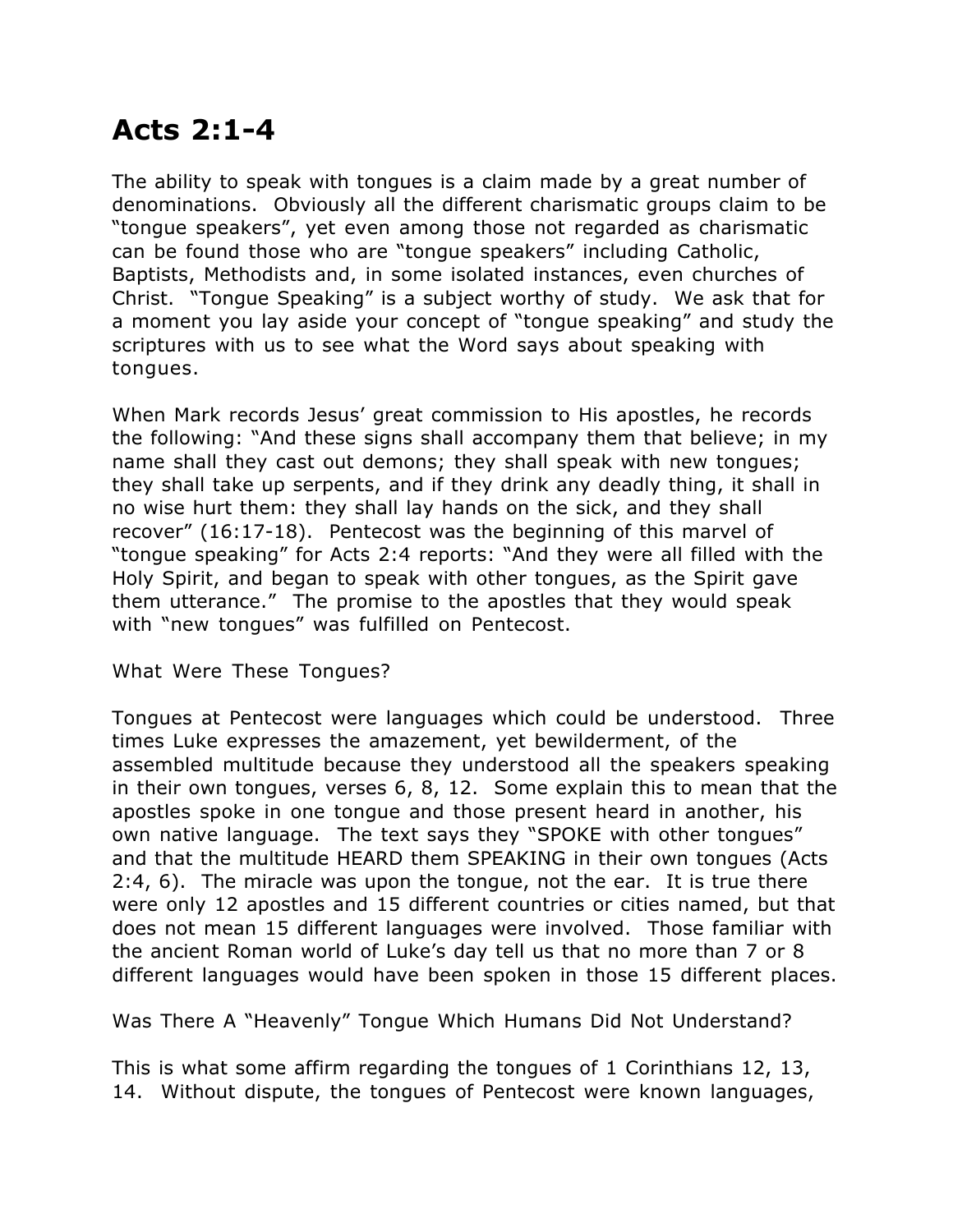# Acts 2:1-4

The ability to speak with tongues is a claim made by a great number of denominations. Obviously all the different charismatic groups claim to be "tongue speakers", yet even among those not regarded as charismatic can be found those who are "tongue speakers" including Catholic, Baptists, Methodists and, in some isolated instances, even churches of Christ. "Tongue Speaking" is a subject worthy of study. We ask that for a moment you lay aside your concept of "tongue speaking" and study the scriptures with us to see what the Word says about speaking with tongues.

When Mark records Jesus' great commission to His apostles, he records the following: "And these signs shall accompany them that believe; in my name shall they cast out demons; they shall speak with new tongues; they shall take up serpents, and if they drink any deadly thing, it shall in no wise hurt them: they shall lay hands on the sick, and they shall recover" (16:17-18). Pentecost was the beginning of this marvel of "tongue speaking" for Acts 2:4 reports: "And they were all filled with the Holy Spirit, and began to speak with other tongues, as the Spirit gave them utterance." The promise to the apostles that they would speak with "new tongues" was fulfilled on Pentecost.

What Were These Tongues?

Tongues at Pentecost were languages which could be understood. Three times Luke expresses the amazement, yet bewilderment, of the assembled multitude because they understood all the speakers speaking in their own tongues, verses 6, 8, 12. Some explain this to mean that the apostles spoke in one tongue and those present heard in another, his own native language. The text says they "SPOKE with other tongues" and that the multitude HEARD them SPEAKING in their own tongues (Acts 2:4, 6). The miracle was upon the tongue, not the ear. It is true there were only 12 apostles and 15 different countries or cities named, but that does not mean 15 different languages were involved. Those familiar with the ancient Roman world of Luke's day tell us that no more than 7 or 8 different languages would have been spoken in those 15 different places.

Was There A "Heavenly" Tongue Which Humans Did Not Understand?

This is what some affirm regarding the tongues of 1 Corinthians 12, 13, 14. Without dispute, the tongues of Pentecost were known languages,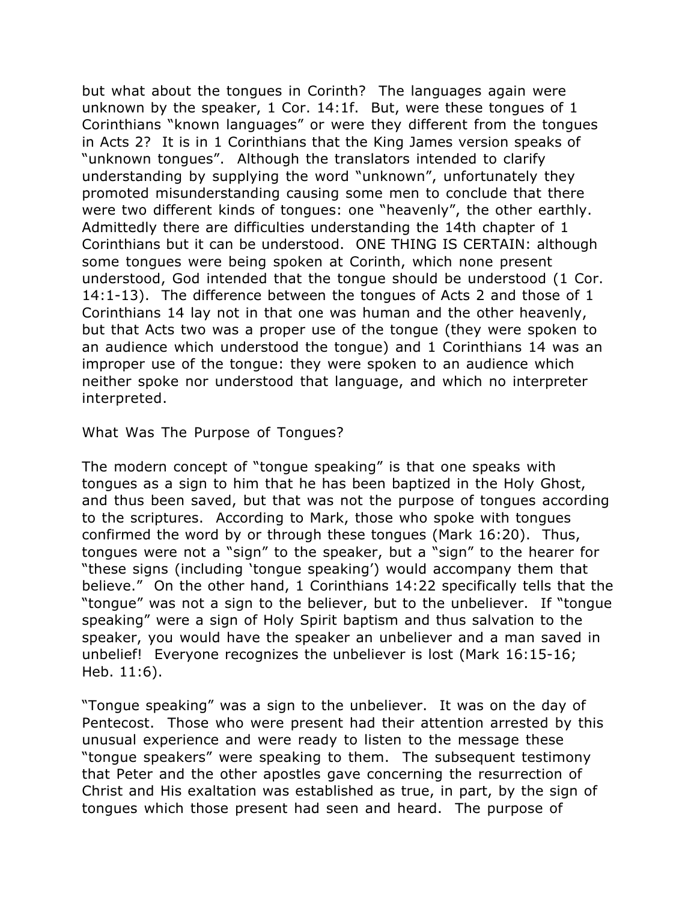but what about the tongues in Corinth? The languages again were unknown by the speaker, 1 Cor. 14:1f. But, were these tongues of 1 Corinthians "known languages" or were they different from the tongues in Acts 2? It is in 1 Corinthians that the King James version speaks of "unknown tongues". Although the translators intended to clarify understanding by supplying the word "unknown", unfortunately they promoted misunderstanding causing some men to conclude that there were two different kinds of tongues: one "heavenly", the other earthly. Admittedly there are difficulties understanding the 14th chapter of 1 Corinthians but it can be understood. ONE THING IS CERTAIN: although some tongues were being spoken at Corinth, which none present understood, God intended that the tongue should be understood (1 Cor. 14:1-13). The difference between the tongues of Acts 2 and those of 1 Corinthians 14 lay not in that one was human and the other heavenly, but that Acts two was a proper use of the tongue (they were spoken to an audience which understood the tongue) and 1 Corinthians 14 was an improper use of the tongue: they were spoken to an audience which neither spoke nor understood that language, and which no interpreter interpreted.

## What Was The Purpose of Tongues?

The modern concept of "tongue speaking" is that one speaks with tongues as a sign to him that he has been baptized in the Holy Ghost, and thus been saved, but that was not the purpose of tongues according to the scriptures. According to Mark, those who spoke with tongues confirmed the word by or through these tongues (Mark 16:20). Thus, tongues were not a "sign" to the speaker, but a "sign" to the hearer for "these signs (including 'tongue speaking') would accompany them that believe." On the other hand, 1 Corinthians 14:22 specifically tells that the "tongue" was not a sign to the believer, but to the unbeliever. If "tongue speaking" were a sign of Holy Spirit baptism and thus salvation to the speaker, you would have the speaker an unbeliever and a man saved in unbelief! Everyone recognizes the unbeliever is lost (Mark 16:15-16; Heb. 11:6).

"Tongue speaking" was a sign to the unbeliever. It was on the day of Pentecost. Those who were present had their attention arrested by this unusual experience and were ready to listen to the message these "tongue speakers" were speaking to them. The subsequent testimony that Peter and the other apostles gave concerning the resurrection of Christ and His exaltation was established as true, in part, by the sign of tongues which those present had seen and heard. The purpose of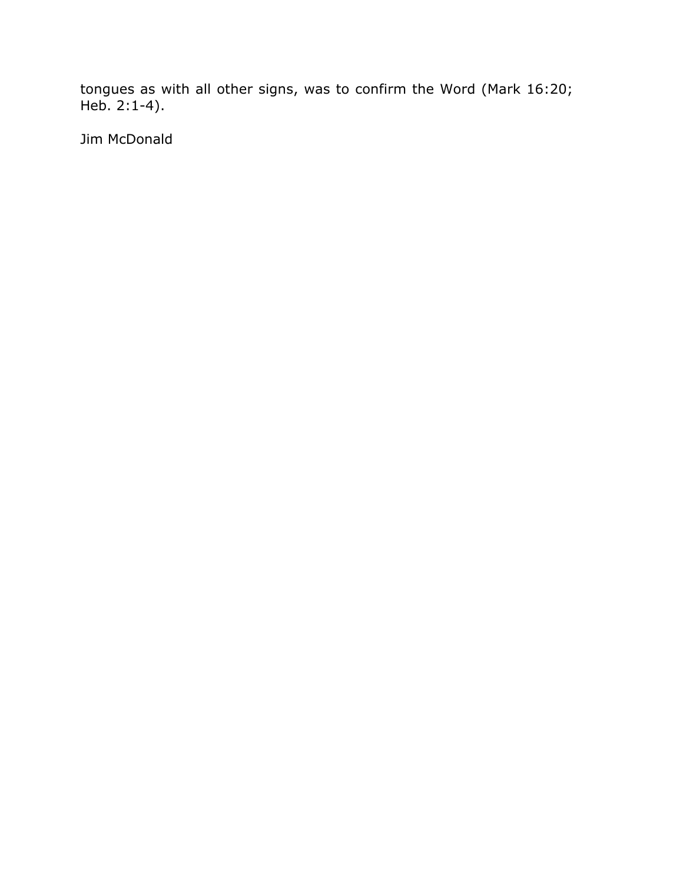tongues as with all other signs, was to confirm the Word (Mark 16:20; Heb. 2:1-4).

Jim McDonald